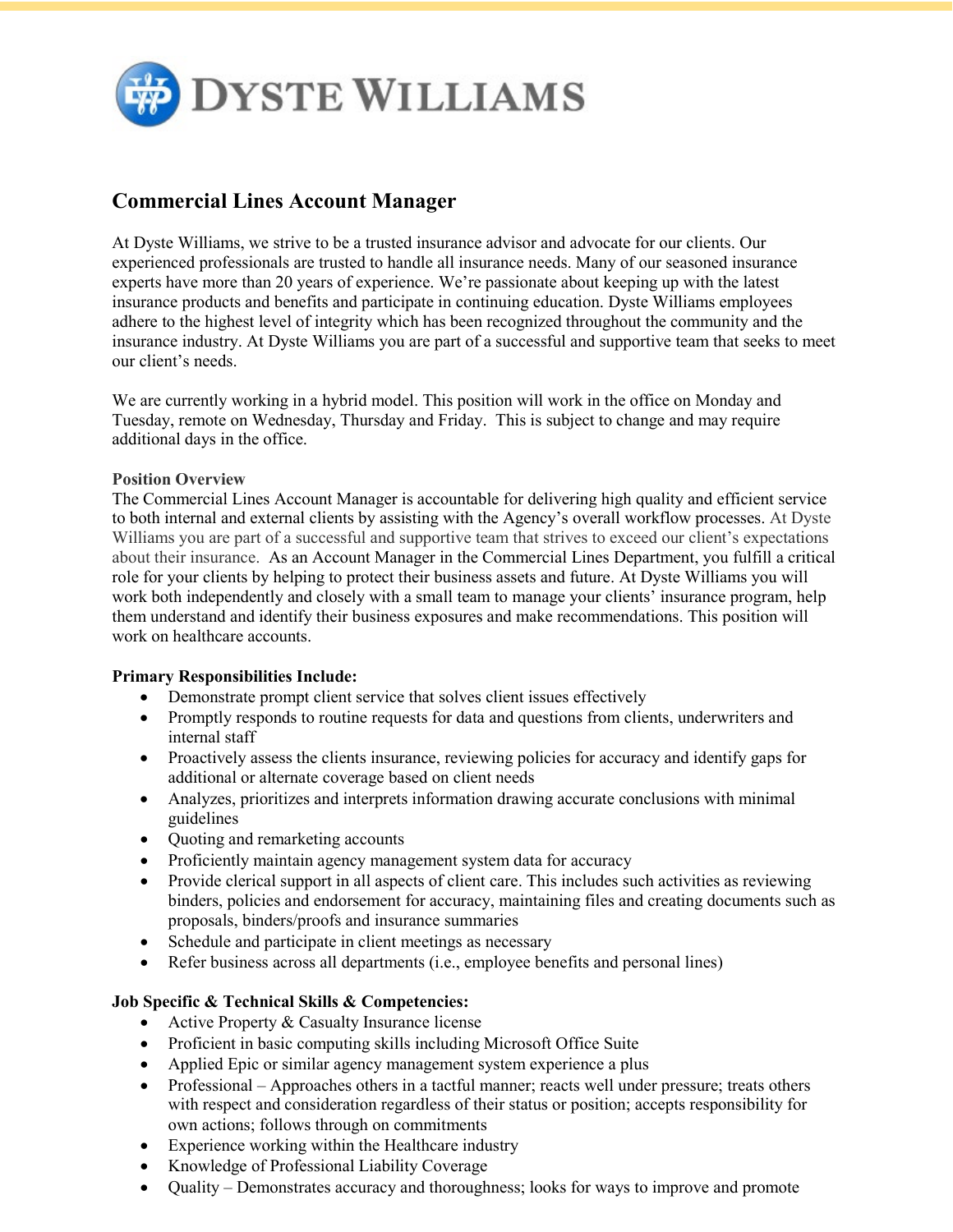# DYSTE WILLIAMS

## Commercial Lines Account Manager

At Dyste Williams, we strive to be a trusted insurance advisor and advocate for our clients. Our experienced professionals are trusted to handle all insurance needs. Many of our seasoned insurance experts have more than 20 years of experience. We're passionate about keeping up with the latest insurance products and benefits and participate in continuing education. Dyste Williams employees adhere to the highest level of integrity which has been recognized throughout the community and the insurance industry. At Dyste Williams you are part of a successful and supportive team that seeks to meet our client's needs.

We are currently working in a hybrid model. This position will work in the office on Monday and Tuesday, remote on Wednesday, Thursday and Friday. This is subject to change and may require additional days in the office.

**Position Overview**

The Commercial Lines Account Manager is accountable for delivering high quality and efficient service to both internal and external clients by assisting with the Agency's overall workflow processes. At Dyste Williams you are part of a successful and supportive team that strives to exceed our client's expectations about their insurance. As an Account Manager in the Commercial Lines Department, you fulfill a critical role for your clients by helping to protect their business assets and future. At Dyste Williams you will work both independently and closely with a small team to manage your clients' insurance program, help them understand and identify their business exposures and make recommendations. This position will work on healthcare accounts.

**Primary Responsibilities Include:**

- Demonstrate prompt client service that solves client issues effectively
- Promptly responds to routine requests for data and questions from clients, underwriters and internal staff
- Proactively assess the clients insurance, reviewing policies for accuracy and identify gaps for additional or alternate coverage based on client needs
- Analyzes, prioritizes and interprets information drawing accurate conclusions with minimal guidelines
- Quoting and remarketing accounts
- Proficiently maintain agency management system data for accuracy
- Provide clerical support in all aspects of client care. This includes such activities as reviewing binders, policies and endorsement for accuracy, maintaining files and creating documents such as proposals, binders/proofs and insurance summaries
- Schedule and participate in client meetings as necessary
- Refer business across all departments (i.e., employee benefits and personal lines)

**Job Specific & Technical Skills & Competencies:**

- Active Property & Casualty Insurance license
- Proficient in basic computing skills including Microsoft Office Suite
- Applied Epic or similar agency management system experience a plus
- Professional – Approaches others in a tactful manner; reacts well under pressure; treats others with respect and consideration regardless of their status or position; accepts responsibility for own actions; follows through on commitments
- Experience working within the Healthcare industry
- Knowledge of Professional Liability Coverage
- Quality – Demonstrates accuracy and thoroughness; looks for ways to improve and promote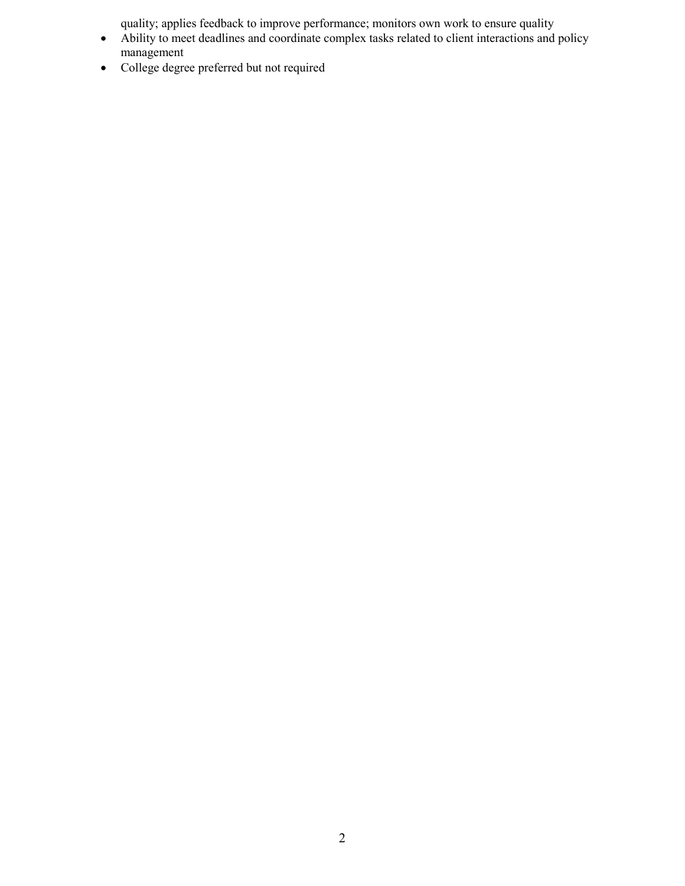quality; applies feedback to improve performance; monitors own work to ensure quality

- Ability to meet deadlines and coordinate complex tasks related to client interactions and policy management
- College degree preferred but not required